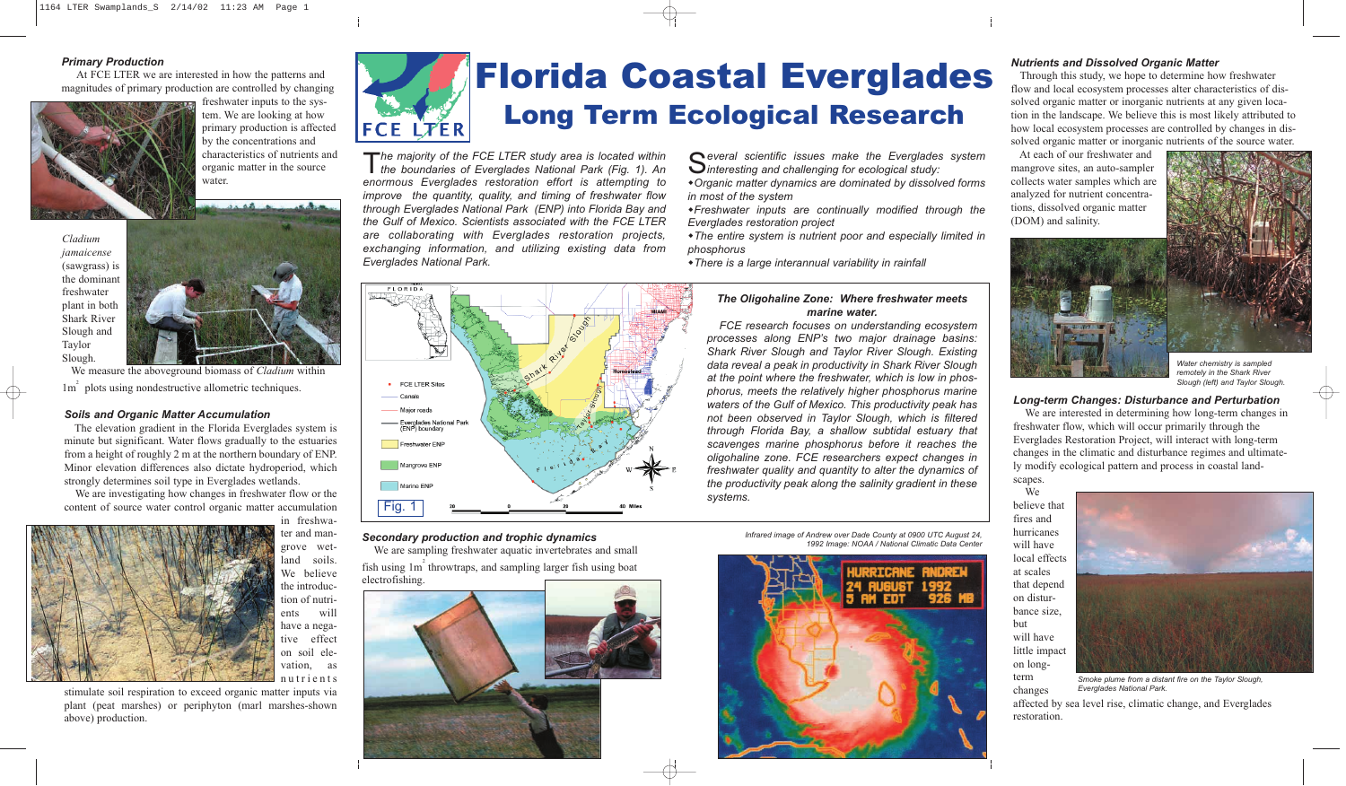# Florida Coastal Everglades

## Long Term Ecological Research

*The majority of the FCE LTER study area is located within the boundaries of Everglades National Park (Fig. 1). An enormous Everglades restoration effort is attempting to improve the quantity, quality, and timing of freshwater flow through Everglades National Park (ENP) into Florida Bay and the Gulf of Mexico. Scientists associated with the FCE LTER are collaborating with Everglades restoration projects, exchanging information, and utilizing existing data from Everglades National Park.*

*Several scientific issues make the Everglades system interesting and challenging for ecological study:*

- *Organic matter dynamics are dominated by dissolved forms in most of the system*
- *Freshwater inputs are continually modified through the Everglades restoration project*
- *The entire system is nutrient poor and especially limited in phosphorus*
- *There is a large interannual variability in rainfall*

### *Primary Production*

At FCE LTER we are interested in how the patterns and magnitudes of primary production are controlled by changing freshwater inputs to the system. We are looking at how primary production is affected by the concentrations and characteristics of nutrients and organic matter in the source water.

*Cladium jamaicense* (sawgrass) is the dominant freshwater plant in both Shark River Slough and Taylor Slough.

We measure the aboveground biomass of *Cladium* within $1m^2$ plots using nondestructive allometric techniques.

### *Soils and Organic Matter Accumulation*

The elevation gradient in the Florida Everglades system is minute but significant. Water flows gradually to the estuaries from a height of roughly 2 m at the northern boundary of ENP. Minor elevation differences also dictate hydroperiod, which strongly determines soil type in Everglades wetlands.

We are investigating how changes in freshwater flow or the content of source water control organic matter accumulation in freshwater and mangrove wetland soils. We believe the introduction of nutrients will have a negative effect on soil elevation, as nutrients stimulate soil respiration to exceed organic matter inputs via plant (peat marshes) or periphyton (marl marshes-shown above) production.

FCE LTER Sites
Canals
Major roads
Everglades National Park (ENP) boundary
Freshwater ENP
Mangrove ENP
Marine ENP

Fig. 1

### *The Oligohaline Zone: Where freshwater meets marine water.*

*FCE research focuses on understanding ecosystem processes along ENP's two major drainage basins: Shark River Slough and Taylor River Slough. Existing data reveal a peak in productivity in Shark River Slough at the point where the freshwater, which is low in phosphorus, meets the relatively higher phosphorus marine waters of the Gulf of Mexico. This productivity peak has not been observed in Taylor Slough, which is filtered through Florida Bay, a shallow subtidal estuary that scavenges marine phosphorus before it reaches the oligohaline zone. FCE researchers expect changes in freshwater quality and quantity to alter the dynamics of the productivity peak along the salinity gradient in these systems.*

### *Secondary production and trophic dynamics*

We are sampling freshwater aquatic invertebrates and small fish using $1m^2$ throwtraps, and sampling larger fish using boat electrofishing.

*Infrared image of Andrew over Dade County at 0900 UTC August 24, 1992 Image: NOAA / National Climatic Data Center*

HURRICANE ANDREW 24 AUGUST 1992 5 AM EDT 926 MB

### *Nutrients and Dissolved Organic Matter*

Through this study, we hope to determine how freshwater flow and local ecosystem processes alter characteristics of dissolved organic matter or inorganic nutrients at any given location in the landscape. We believe this is most likely attributed to how local ecosystem processes are controlled by changes in dissolved organic matter or inorganic nutrients of the source water.

At each of our freshwater and mangrove sites, an auto-sampler collects water samples which are analyzed for nutrient concentrations, dissolved organic matter (DOM) and salinity.

*Water chemistry is sampled remotely in the Shark River Slough (left) and Taylor Slough.*

### *Long-term Changes: Disturbance and Perturbation*

We are interested in determining how long-term changes in freshwater flow, which will occur primarily through the Everglades Restoration Project, will interact with long-term changes in the climatic and disturbance regimes and ultimately modify ecological pattern and process in coastal landscapes.

We believe that fires and hurricanes will have local effects at scales that depend on disturbance size, but will have little impact on long-term changes affected by sea level rise, climatic change, and Everglades restoration.

*Smoke plume from a distant fire on the Taylor Slough, Everglades National Park.*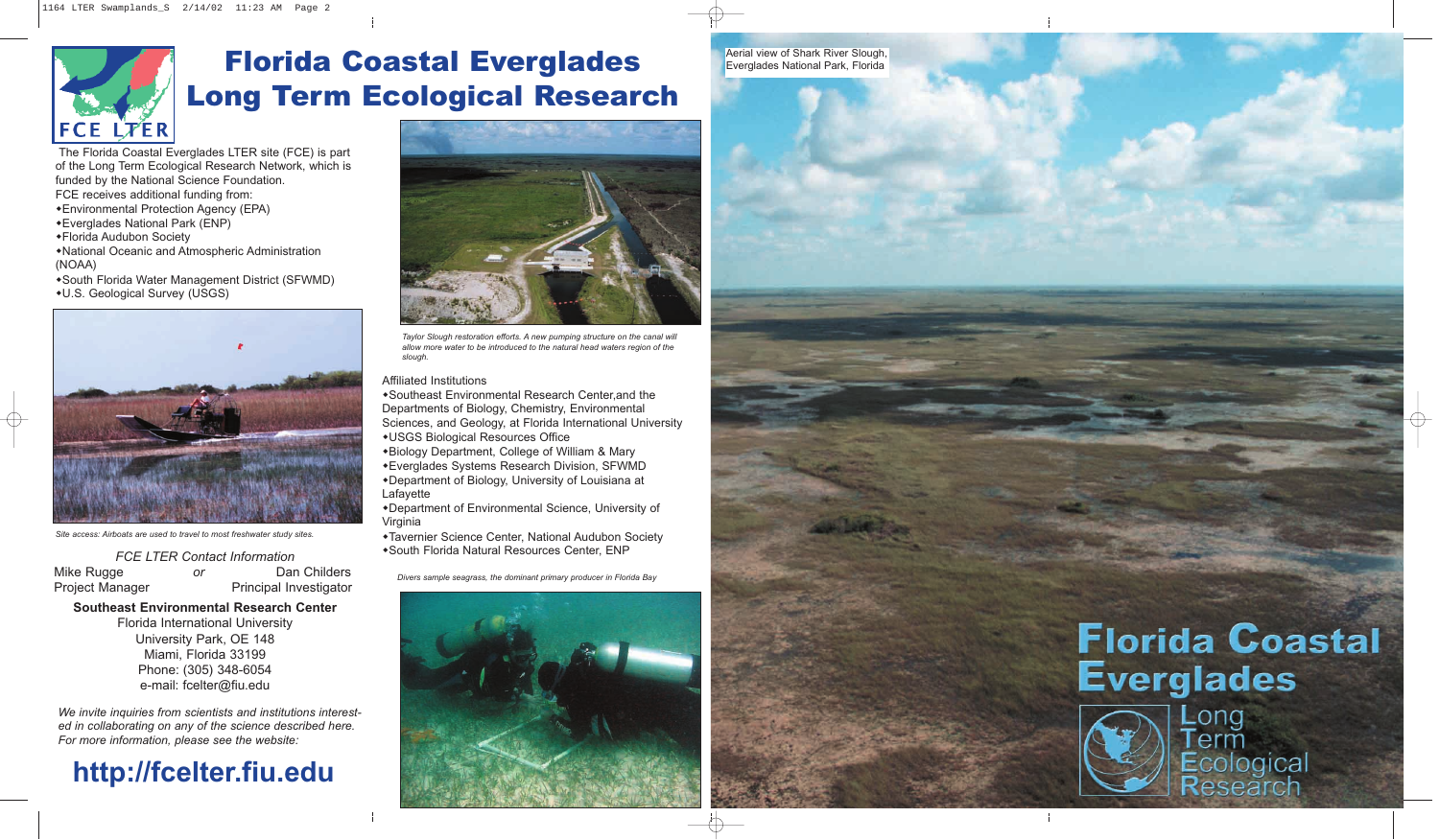# Florida Coastal Everglades Long Term Ecological Research

FCE LTER

The Florida Coastal Everglades LTER site (FCE) is part of the Long Term Ecological Research Network, which is funded by the National Science Foundation.

FCE receives additional funding from:

- Environmental Protection Agency (EPA)
- Everglades National Park (ENP)
- Florida Audubon Society
- National Oceanic and Atmospheric Administration (NOAA)
- South Florida Water Management District (SFWMD)
- U.S. Geological Survey (USGS)

*Site access: Airboats are used to travel to most freshwater study sites.*

*FCE LTER Contact Information*

Mike Rugge *or* Dan Childers
Project Manager Principal Investigator

**Southeast Environmental Research Center**
Florida International University
University Park, OE 148
Miami, Florida 33199
Phone: (305) 348-6054
e-mail: fcelter@fiu.edu

*We invite inquiries from scientists and institutions interested in collaborating on any of the science described here. For more information, please see the website:*

## http://fcelter.fiu.edu

*Taylor Slough restoration efforts. A new pumping structure on the canal will allow more water to be introduced to the natural head waters region of the slough.*

Affiliated Institutions

- Southeast Environmental Research Center,and the Departments of Biology, Chemistry, Environmental Sciences, and Geology, at Florida International University
- USGS Biological Resources Office
- Biology Department, College of William & Mary
- Everglades Systems Research Division, SFWMD
- Department of Biology, University of Louisiana at Lafayette
- Department of Environmental Science, University of Virginia
- Tavernier Science Center, National Audubon Society
- South Florida Natural Resources Center, ENP

*Divers sample seagrass, the dominant primary producer in Florida Bay*

Aerial view of Shark River Slough, Everglades National Park, Florida

# Florida Coastal Everglades

Long Term Ecological Research